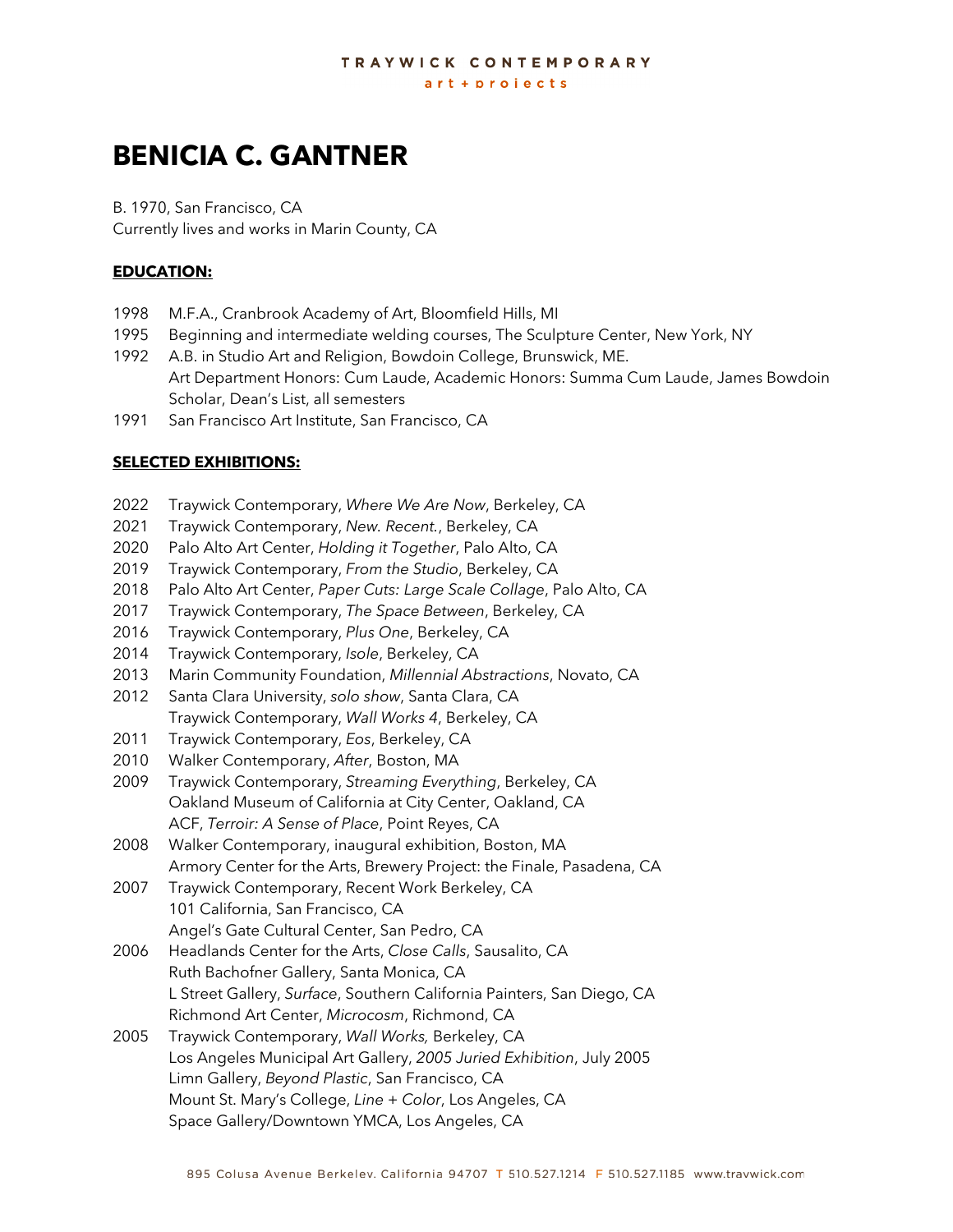TRAYWICK CONTEMPORARY
art + projects

# BENICIA C. GANTNER

B. 1970, San Francisco, CA
Currently lives and works in Marin County, CA

## EDUCATION:

1998 M.F.A., Cranbrook Academy of Art, Bloomfield Hills, MI
1995 Beginning and intermediate welding courses, The Sculpture Center, New York, NY
1992 A.B. in Studio Art and Religion, Bowdoin College, Brunswick, ME.
Art Department Honors: Cum Laude, Academic Honors: Summa Cum Laude, James Bowdoin Scholar, Dean's List, all semesters
1991 San Francisco Art Institute, San Francisco, CA

## SELECTED EXHIBITIONS:

2022 Traywick Contemporary, *Where We Are Now*, Berkeley, CA
2021 Traywick Contemporary, *New. Recent.*, Berkeley, CA
2020 Palo Alto Art Center, *Holding it Together*, Palo Alto, CA
2019 Traywick Contemporary, *From the Studio*, Berkeley, CA
2018 Palo Alto Art Center, *Paper Cuts: Large Scale Collage*, Palo Alto, CA
2017 Traywick Contemporary, *The Space Between*, Berkeley, CA
2016 Traywick Contemporary, *Plus One*, Berkeley, CA
2014 Traywick Contemporary, *Isole*, Berkeley, CA
2013 Marin Community Foundation, *Millennial Abstractions*, Novato, CA
2012 Santa Clara University, *solo show*, Santa Clara, CA
Traywick Contemporary, *Wall Works 4*, Berkeley, CA
2011 Traywick Contemporary, *Eos*, Berkeley, CA
2010 Walker Contemporary, *After*, Boston, MA
2009 Traywick Contemporary, *Streaming Everything*, Berkeley, CA
Oakland Museum of California at City Center, Oakland, CA
ACF, *Terroir: A Sense of Place*, Point Reyes, CA
2008 Walker Contemporary, inaugural exhibition, Boston, MA
Armory Center for the Arts, Brewery Project: the Finale, Pasadena, CA
2007 Traywick Contemporary, Recent Work Berkeley, CA
101 California, San Francisco, CA
Angel's Gate Cultural Center, San Pedro, CA
2006 Headlands Center for the Arts, *Close Calls*, Sausalito, CA
Ruth Bachofner Gallery, Santa Monica, CA
L Street Gallery, *Surface*, Southern California Painters, San Diego, CA
Richmond Art Center, *Microcosm*, Richmond, CA
2005 Traywick Contemporary, *Wall Works,* Berkeley, CA
Los Angeles Municipal Art Gallery, *2005 Juried Exhibition*, July 2005
Limn Gallery, *Beyond Plastic*, San Francisco, CA
Mount St. Mary's College, *Line + Color*, Los Angeles, CA
Space Gallery/Downtown YMCA, Los Angeles, CA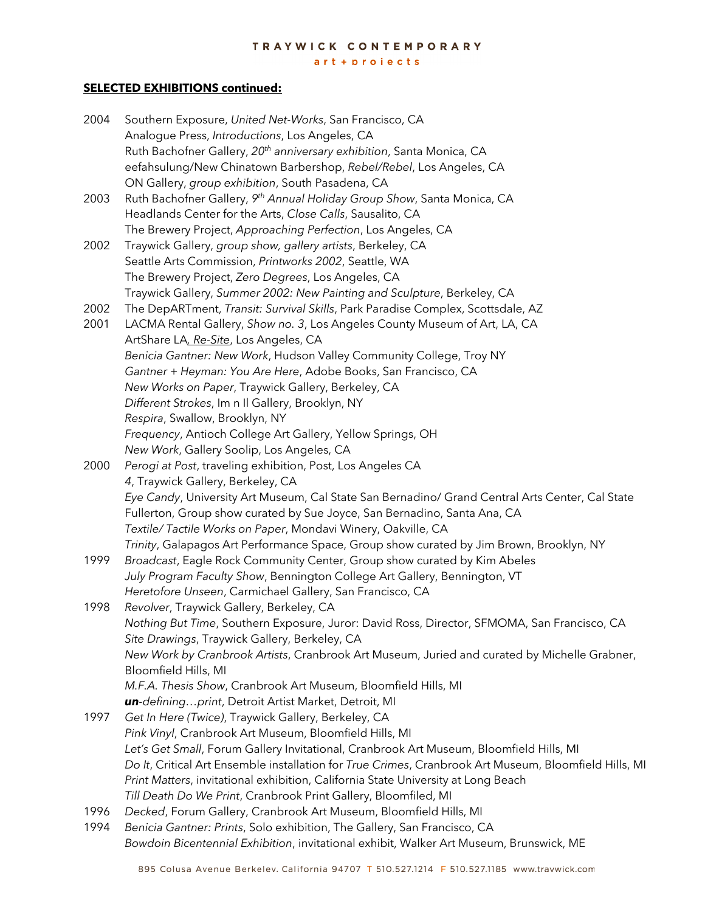## SELECTED EXHIBITIONS continued:

2004 Southern Exposure, *United Net-Works*, San Francisco, CA
Analogue Press, *Introductions*, Los Angeles, CA
Ruth Bachofner Gallery, *20th anniversary exhibition*, Santa Monica, CA
eefahsulung/New Chinatown Barbershop, *Rebel/Rebel*, Los Angeles, CA
ON Gallery, *group exhibition*, South Pasadena, CA

2003 Ruth Bachofner Gallery, *9th Annual Holiday Group Show*, Santa Monica, CA
Headlands Center for the Arts, *Close Calls*, Sausalito, CA
The Brewery Project, *Approaching Perfection*, Los Angeles, CA

2002 Traywick Gallery, *group show, gallery artists*, Berkeley, CA
Seattle Arts Commission, *Printworks 2002*, Seattle, WA
The Brewery Project, *Zero Degrees*, Los Angeles, CA
Traywick Gallery, *Summer 2002: New Painting and Sculpture*, Berkeley, CA

2002 The DepARTment, *Transit: Survival Skills*, Park Paradise Complex, Scottsdale, AZ

2001 LACMA Rental Gallery, *Show no. 3*, Los Angeles County Museum of Art, LA, CA
ArtShare LA, *Re-Site*, Los Angeles, CA
*Benicia Gantner: New Work*, Hudson Valley Community College, Troy NY
*Gantner + Heyman: You Are Here*, Adobe Books, San Francisco, CA
*New Works on Paper*, Traywick Gallery, Berkeley, CA
*Different Strokes*, Im n Il Gallery, Brooklyn, NY
*Respira*, Swallow, Brooklyn, NY
*Frequency*, Antioch College Art Gallery, Yellow Springs, OH
*New Work*, Gallery Soolip, Los Angeles, CA

2000 *Perogi at Post*, traveling exhibition, Post, Los Angeles CA
*4*, Traywick Gallery, Berkeley, CA
*Eye Candy*, University Art Museum, Cal State San Bernadino/ Grand Central Arts Center, Cal State Fullerton, Group show curated by Sue Joyce, San Bernadino, Santa Ana, CA
*Textile/ Tactile Works on Paper*, Mondavi Winery, Oakville, CA
*Trinity*, Galapagos Art Performance Space, Group show curated by Jim Brown, Brooklyn, NY

1999 *Broadcast*, Eagle Rock Community Center, Group show curated by Kim Abeles
*July Program Faculty Show*, Bennington College Art Gallery, Bennington, VT
*Heretofore Unseen*, Carmichael Gallery, San Francisco, CA

1998 *Revolver*, Traywick Gallery, Berkeley, CA
*Nothing But Time*, Southern Exposure, Juror: David Ross, Director, SFMOMA, San Francisco, CA
*Site Drawings*, Traywick Gallery, Berkeley, CA
*New Work by Cranbrook Artists*, Cranbrook Art Museum, Juried and curated by Michelle Grabner, Bloomfield Hills, MI
*M.F.A. Thesis Show*, Cranbrook Art Museum, Bloomfield Hills, MI
***un****-defining…print*, Detroit Artist Market, Detroit, MI

1997 *Get In Here (Twice)*, Traywick Gallery, Berkeley, CA
*Pink Vinyl*, Cranbrook Art Museum, Bloomfield Hills, MI
*Let's Get Small*, Forum Gallery Invitational, Cranbrook Art Museum, Bloomfield Hills, MI
*Do It*, Critical Art Ensemble installation for *True Crimes*, Cranbrook Art Museum, Bloomfield Hills, MI
*Print Matters*, invitational exhibition, California State University at Long Beach
*Till Death Do We Print*, Cranbrook Print Gallery, Bloomfiled, MI

1996 *Decked*, Forum Gallery, Cranbrook Art Museum, Bloomfield Hills, MI

1994 *Benicia Gantner: Prints*, Solo exhibition, The Gallery, San Francisco, CA
*Bowdoin Bicentennial Exhibition*, invitational exhibit, Walker Art Museum, Brunswick, ME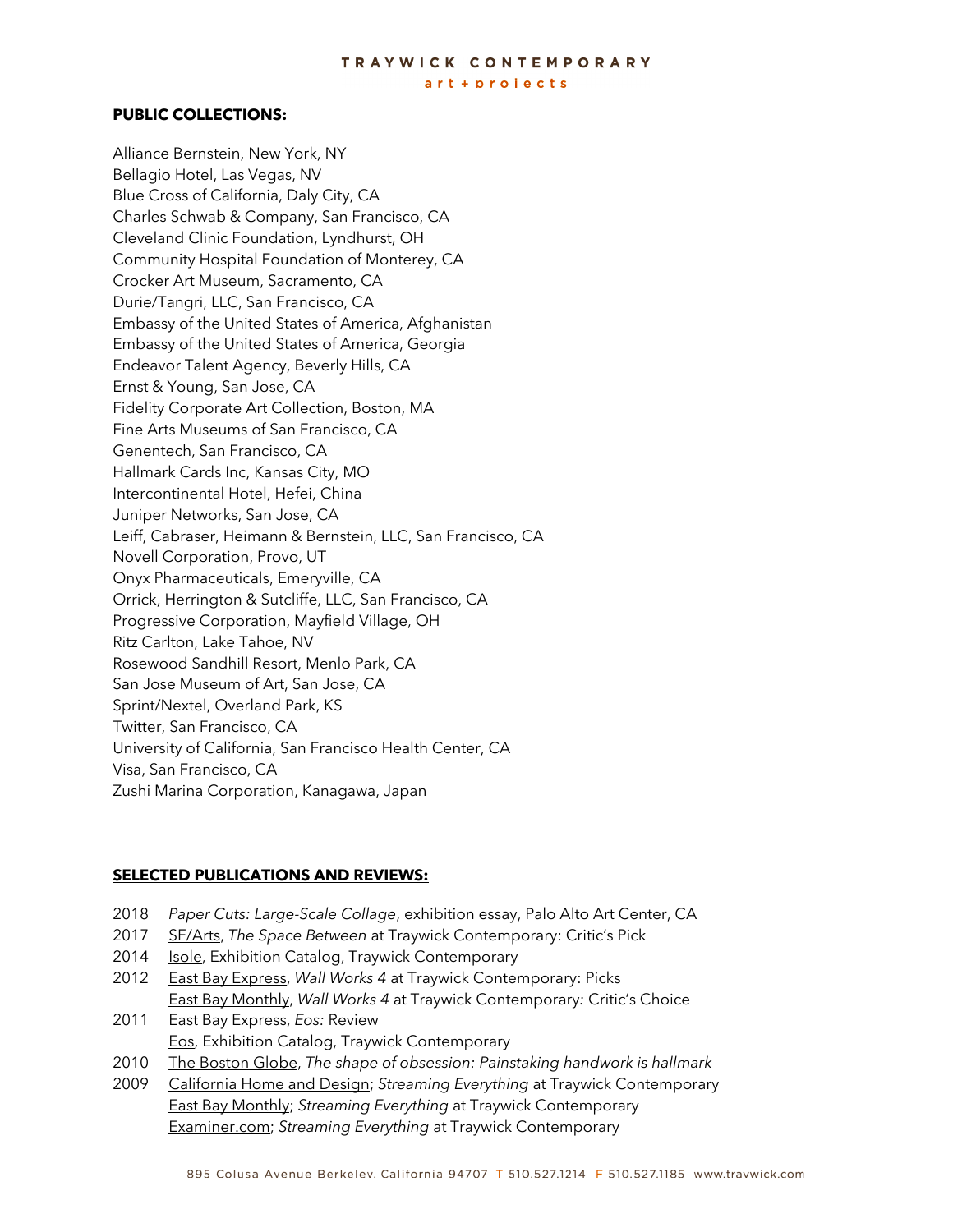**PUBLIC COLLECTIONS:**

Alliance Bernstein, New York, NY
Bellagio Hotel, Las Vegas, NV
Blue Cross of California, Daly City, CA
Charles Schwab & Company, San Francisco, CA
Cleveland Clinic Foundation, Lyndhurst, OH
Community Hospital Foundation of Monterey, CA
Crocker Art Museum, Sacramento, CA
Durie/Tangri, LLC, San Francisco, CA
Embassy of the United States of America, Afghanistan
Embassy of the United States of America, Georgia
Endeavor Talent Agency, Beverly Hills, CA
Ernst & Young, San Jose, CA
Fidelity Corporate Art Collection, Boston, MA
Fine Arts Museums of San Francisco, CA
Genentech, San Francisco, CA
Hallmark Cards Inc, Kansas City, MO
Intercontinental Hotel, Hefei, China
Juniper Networks, San Jose, CA
Leiff, Cabraser, Heimann & Bernstein, LLC, San Francisco, CA
Novell Corporation, Provo, UT
Onyx Pharmaceuticals, Emeryville, CA
Orrick, Herrington & Sutcliffe, LLC, San Francisco, CA
Progressive Corporation, Mayfield Village, OH
Ritz Carlton, Lake Tahoe, NV
Rosewood Sandhill Resort, Menlo Park, CA
San Jose Museum of Art, San Jose, CA
Sprint/Nextel, Overland Park, KS
Twitter, San Francisco, CA
University of California, San Francisco Health Center, CA
Visa, San Francisco, CA
Zushi Marina Corporation, Kanagawa, Japan

**SELECTED PUBLICATIONS AND REVIEWS:**

2018 *Paper Cuts: Large-Scale Collage*, exhibition essay, Palo Alto Art Center, CA
2017 SF/Arts, *The Space Between* at Traywick Contemporary: Critic's Pick
2014 Isole, Exhibition Catalog, Traywick Contemporary
2012 East Bay Express, *Wall Works 4* at Traywick Contemporary: Picks
East Bay Monthly, *Wall Works 4* at Traywick Contemporary: Critic's Choice
2011 East Bay Express, *Eos:* Review
Eos, Exhibition Catalog, Traywick Contemporary
2010 The Boston Globe, *The shape of obsession: Painstaking handwork is hallmark*
2009 California Home and Design; *Streaming Everything* at Traywick Contemporary
East Bay Monthly; *Streaming Everything* at Traywick Contemporary
Examiner.com; *Streaming Everything* at Traywick Contemporary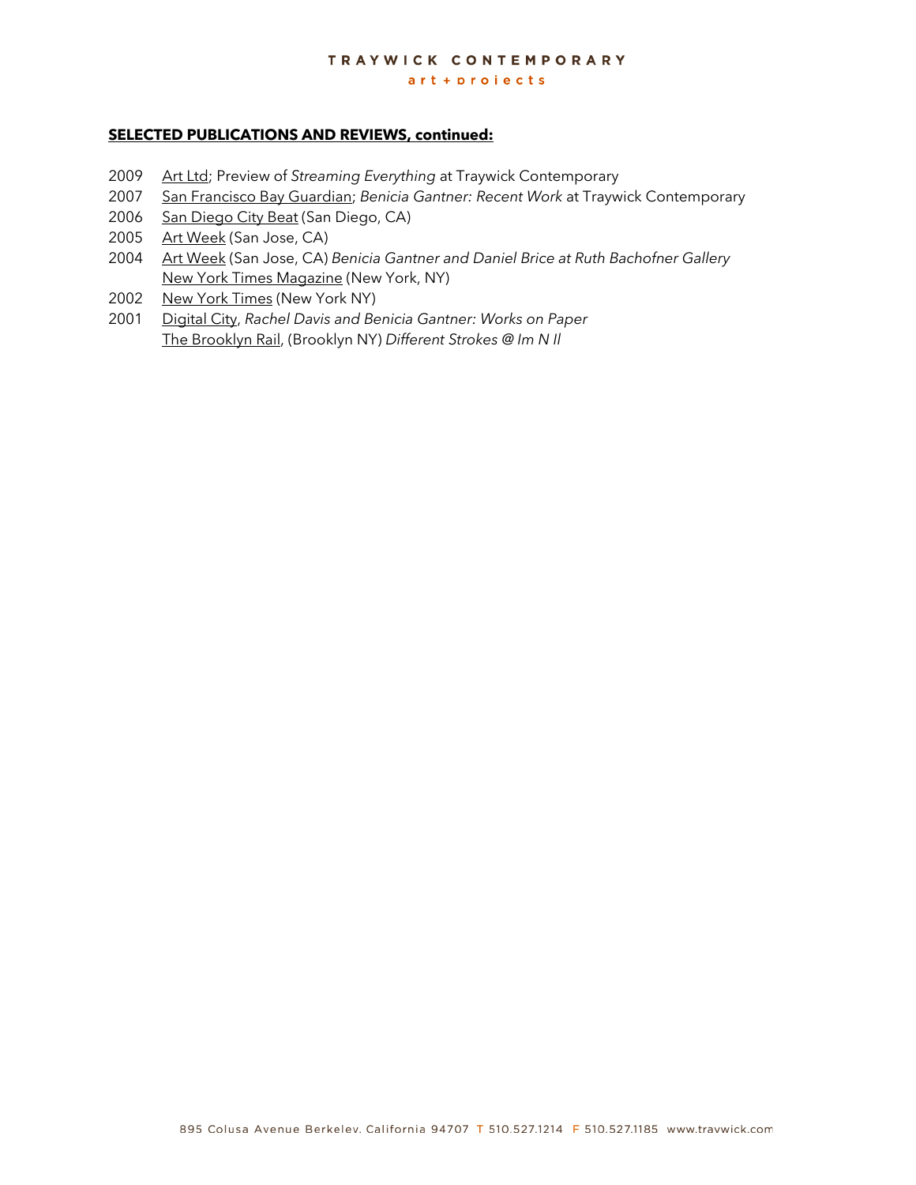**SELECTED PUBLICATIONS AND REVIEWS, continued:**

2009 Art Ltd; Preview of *Streaming Everything* at Traywick Contemporary

2007 San Francisco Bay Guardian; *Benicia Gantner: Recent Work* at Traywick Contemporary

2006 San Diego City Beat (San Diego, CA)

2005 Art Week (San Jose, CA)

2004 Art Week (San Jose, CA) *Benicia Gantner and Daniel Brice at Ruth Bachofner Gallery*
New York Times Magazine (New York, NY)

2002 New York Times (New York NY)

2001 Digital City, *Rachel Davis and Benicia Gantner: Works on Paper*
The Brooklyn Rail, (Brooklyn NY) *Different Strokes @ Im N Il*